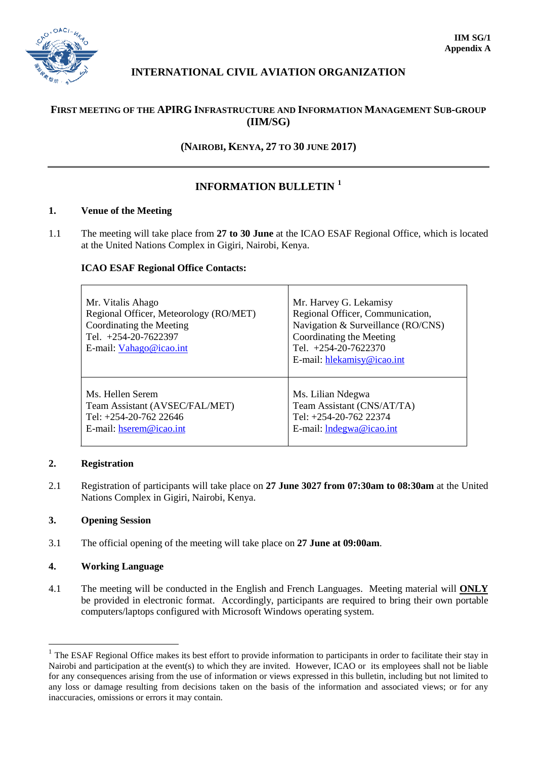IIM SG/1
Appendix A

# INTERNATIONAL CIVIL AVIATION ORGANIZATION

## FIRST MEETING OF THE APIRG INFRASTRUCTURE AND INFORMATION MANAGEMENT SUB-GROUP (IIM/SG)

### (NAIROBI, KENYA, 27 TO 30 JUNE 2017)

---

## INFORMATION BULLETIN [1]

### 1. Venue of the Meeting

1.1 The meeting will take place from **27 to 30 June** at the ICAO ESAF Regional Office, which is located at the United Nations Complex in Gigiri, Nairobi, Kenya.

**ICAO ESAF Regional Office Contacts:**

| | |
|---|---|
| Mr. Vitalis Ahago<br>Regional Officer, Meteorology (RO/MET)<br>Coordinating the Meeting<br>Tel. +254-20-7622397<br>E-mail: Vahago@icao.int | Mr. Harvey G. Lekamisy<br>Regional Officer, Communication, Navigation & Surveillance (RO/CNS)<br>Coordinating the Meeting<br>Tel. +254-20-7622370<br>E-mail: hlekamisy@icao.int |
| Ms. Hellen Serem<br>Team Assistant (AVSEC/FAL/MET)<br>Tel: +254-20-762 22646<br>E-mail: hserem@icao.int | Ms. Lilian Ndegwa<br>Team Assistant (CNS/AT/TA)<br>Tel: +254-20-762 22374<br>E-mail: lndegwa@icao.int |

### 2. Registration

2.1 Registration of participants will take place on **27 June 3027 from 07:30am to 08:30am** at the United Nations Complex in Gigiri, Nairobi, Kenya.

### 3. Opening Session

3.1 The official opening of the meeting will take place on **27 June at 09:00am**.

### 4. Working Language

4.1 The meeting will be conducted in the English and French Languages. Meeting material will **ONLY** be provided in electronic format. Accordingly, participants are required to bring their own portable computers/laptops configured with Microsoft Windows operating system.

---

[1] The ESAF Regional Office makes its best effort to provide information to participants in order to facilitate their stay in Nairobi and participation at the event(s) to which they are invited. However, ICAO or its employees shall not be liable for any consequences arising from the use of information or views expressed in this bulletin, including but not limited to any loss or damage resulting from decisions taken on the basis of the information and associated views; or for any inaccuracies, omissions or errors it may contain.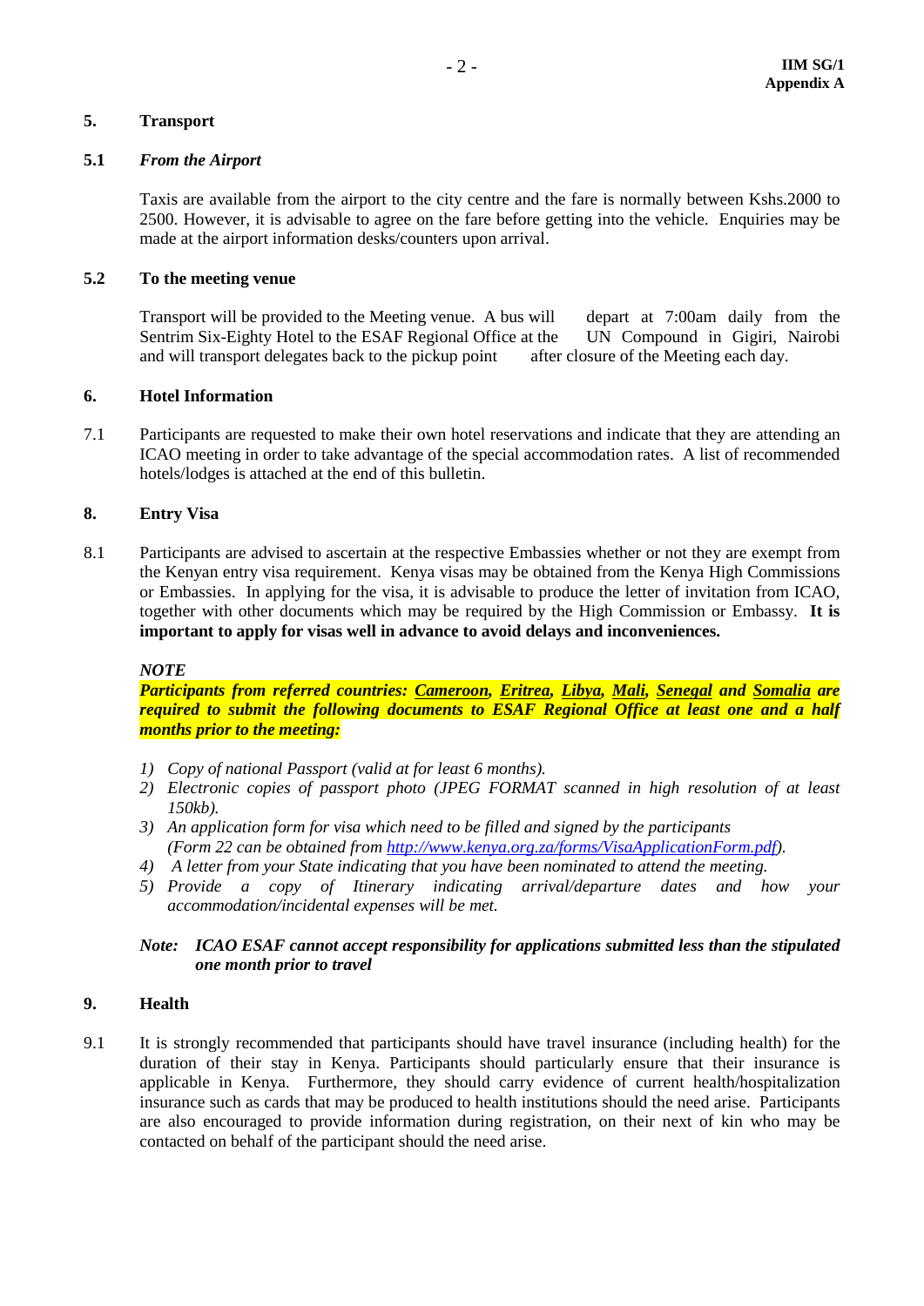## 5. Transport

### 5.1 *From the Airport*

Taxis are available from the airport to the city centre and the fare is normally between Kshs.2000 to 2500. However, it is advisable to agree on the fare before getting into the vehicle. Enquiries may be made at the airport information desks/counters upon arrival.

### 5.2 To the meeting venue

Transport will be provided to the Meeting venue. A bus will depart at 7:00am daily from the Sentrim Six-Eighty Hotel to the ESAF Regional Office at the UN Compound in Gigiri, Nairobi and will transport delegates back to the pickup point after closure of the Meeting each day.

## 6. Hotel Information

7.1 Participants are requested to make their own hotel reservations and indicate that they are attending an ICAO meeting in order to take advantage of the special accommodation rates. A list of recommended hotels/lodges is attached at the end of this bulletin.

## 8. Entry Visa

8.1 Participants are advised to ascertain at the respective Embassies whether or not they are exempt from the Kenyan entry visa requirement. Kenya visas may be obtained from the Kenya High Commissions or Embassies. In applying for the visa, it is advisable to produce the letter of invitation from ICAO, together with other documents which may be required by the High Commission or Embassy. **It is important to apply for visas well in advance to avoid delays and inconveniences.**

***NOTE***

***Participants from referred countries: Cameroon, Eritrea, Libya, Mali, Senegal and Somalia are required to submit the following documents to ESAF Regional Office at least one and a half months prior to the meeting:***

1) *Copy of national Passport (valid at for least 6 months).*
2) *Electronic copies of passport photo (JPEG FORMAT scanned in high resolution of at least 150kb).*
3) *An application form for visa which need to be filled and signed by the participants (Form 22 can be obtained from http://www.kenya.org.za/forms/VisaApplicationForm.pdf).*
4) *A letter from your State indicating that you have been nominated to attend the meeting.*
5) *Provide a copy of Itinerary indicating arrival/departure dates and how your accommodation/incidental expenses will be met.*

***Note: ICAO ESAF cannot accept responsibility for applications submitted less than the stipulated one month prior to travel***

## 9. Health

9.1 It is strongly recommended that participants should have travel insurance (including health) for the duration of their stay in Kenya. Participants should particularly ensure that their insurance is applicable in Kenya. Furthermore, they should carry evidence of current health/hospitalization insurance such as cards that may be produced to health institutions should the need arise. Participants are also encouraged to provide information during registration, on their next of kin who may be contacted on behalf of the participant should the need arise.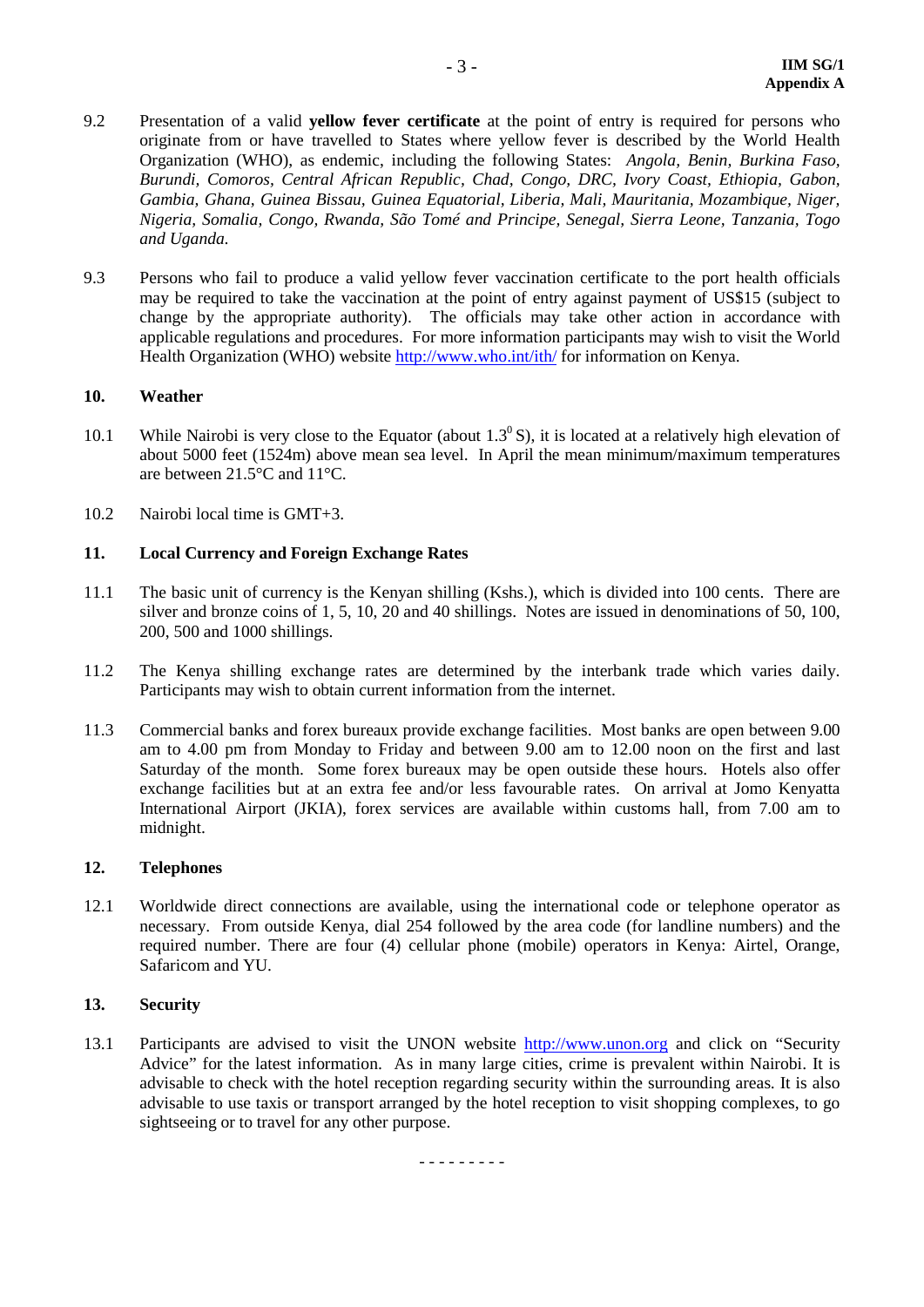9.2 Presentation of a valid **yellow fever certificate** at the point of entry is required for persons who originate from or have travelled to States where yellow fever is described by the World Health Organization (WHO), as endemic, including the following States: *Angola, Benin, Burkina Faso, Burundi, Comoros, Central African Republic, Chad, Congo, DRC, Ivory Coast, Ethiopia, Gabon, Gambia, Ghana, Guinea Bissau, Guinea Equatorial, Liberia, Mali, Mauritania, Mozambique, Niger, Nigeria, Somalia, Congo, Rwanda, São Tomé and Principe, Senegal, Sierra Leone, Tanzania, Togo and Uganda.*

9.3 Persons who fail to produce a valid yellow fever vaccination certificate to the port health officials may be required to take the vaccination at the point of entry against payment of US$15 (subject to change by the appropriate authority). The officials may take other action in accordance with applicable regulations and procedures. For more information participants may wish to visit the World Health Organization (WHO) website http://www.who.int/ith/ for information on Kenya.

## 10. Weather

10.1 While Nairobi is very close to the Equator (about $1.3^{0}$ S), it is located at a relatively high elevation of about 5000 feet (1524m) above mean sea level. In April the mean minimum/maximum temperatures are between 21.5°C and 11°C.

10.2 Nairobi local time is GMT+3.

## 11. Local Currency and Foreign Exchange Rates

11.1 The basic unit of currency is the Kenyan shilling (Kshs.), which is divided into 100 cents. There are silver and bronze coins of 1, 5, 10, 20 and 40 shillings. Notes are issued in denominations of 50, 100, 200, 500 and 1000 shillings.

11.2 The Kenya shilling exchange rates are determined by the interbank trade which varies daily. Participants may wish to obtain current information from the internet.

11.3 Commercial banks and forex bureaux provide exchange facilities. Most banks are open between 9.00 am to 4.00 pm from Monday to Friday and between 9.00 am to 12.00 noon on the first and last Saturday of the month. Some forex bureaux may be open outside these hours. Hotels also offer exchange facilities but at an extra fee and/or less favourable rates. On arrival at Jomo Kenyatta International Airport (JKIA), forex services are available within customs hall, from 7.00 am to midnight.

## 12. Telephones

12.1 Worldwide direct connections are available, using the international code or telephone operator as necessary. From outside Kenya, dial 254 followed by the area code (for landline numbers) and the required number. There are four (4) cellular phone (mobile) operators in Kenya: Airtel, Orange, Safaricom and YU.

## 13. Security

13.1 Participants are advised to visit the UNON website http://www.unon.org and click on "Security Advice" for the latest information. As in many large cities, crime is prevalent within Nairobi. It is advisable to check with the hotel reception regarding security within the surrounding areas. It is also advisable to use taxis or transport arranged by the hotel reception to visit shopping complexes, to go sightseeing or to travel for any other purpose.

\- - - - - - - - -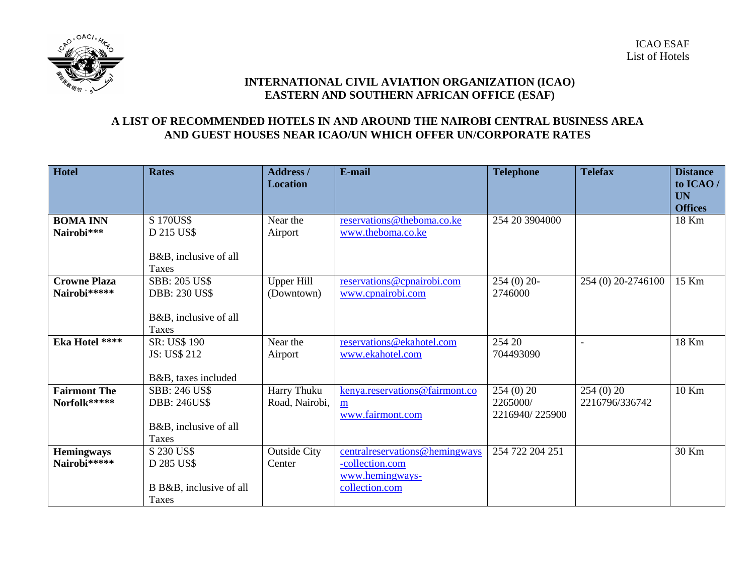ICAO ESAF
List of Hotels

**INTERNATIONAL CIVIL AVIATION ORGANIZATION (ICAO)**
**EASTERN AND SOUTHERN AFRICAN OFFICE (ESAF)**

## A LIST OF RECOMMENDED HOTELS IN AND AROUND THE NAIROBI CENTRAL BUSINESS AREA AND GUEST HOUSES NEAR ICAO/UN WHICH OFFER UN/CORPORATE RATES

| Hotel | Rates | Address / Location | E-mail | Telephone | Telefax | Distance to ICAO / UN Offices |
|---|---|---|---|---|---|---|
| **BOMA INN Nairobi*****  | S 170US$<br>D 215 US$<br><br>B&B, inclusive of all Taxes | Near the Airport | reservations@theboma.co.ke<br>www.theboma.co.ke | 254 20 3904000 | | 18 Km |
| **Crowne Plaza Nairobi******* | SBB: 205 US$<br>DBB: 230 US$<br><br>B&B, inclusive of all Taxes | Upper Hill (Downtown) | reservations@cpnairobi.com<br>www.cpnairobi.com | 254 (0) 20-2746000 | 254 (0) 20-2746100 | 15 Km |
| **Eka Hotel ****** | SR: US$ 190<br>JS: US$ 212<br><br>B&B, taxes included | Near the Airport | reservations@ekahotel.com<br>www.ekahotel.com | 254 20 704493090 | - | 18 Km |
| **Fairmont The Norfolk******* | SBB: 246 US$<br>DBB: 246US$<br><br>B&B, inclusive of all Taxes | Harry Thuku Road, Nairobi, | kenya.reservations@fairmont.com<br>www.fairmont.com | 254 (0) 20 2265000/ 2216940/ 225900 | 254 (0) 20 2216796/336742 | 10 Km |
| **Hemingways Nairobi******* | S 230 US$<br>D 285 US$<br><br>B B&B, inclusive of all Taxes | Outside City Center | centralreservations@hemingways-collection.com<br>www.hemingways-collection.com | 254 722 204 251 | | 30 Km |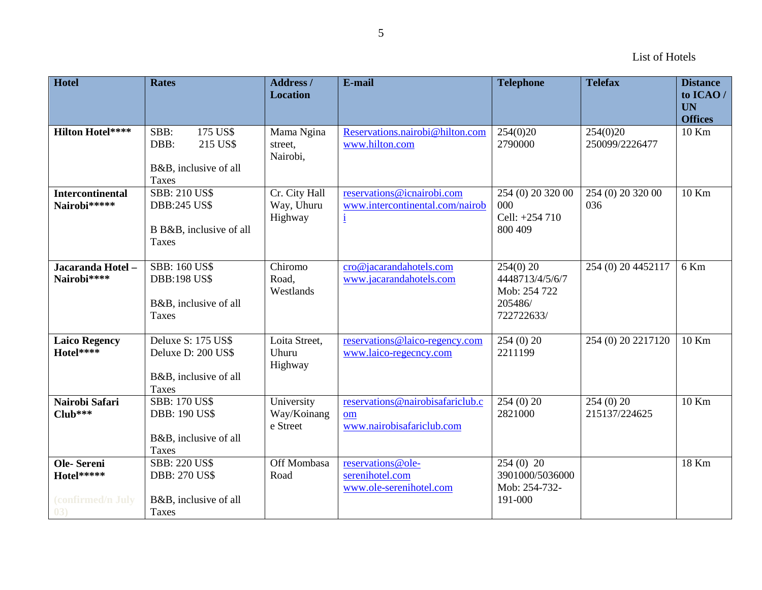List of Hotels

| Hotel | Rates | Address / Location | E-mail | Telephone | Telefax | Distance to ICAO / UN Offices |
|---|---|---|---|---|---|---|
| **Hilton Hotel\*\*\*\*** | SBB: 175 US$<br>DBB: 215 US$<br><br>B&B, inclusive of all Taxes | Mama Ngina street, Nairobi, | Reservations.nairobi@hilton.com<br>www.hilton.com | 254(0)20 2790000 | 254(0)20 250099/2226477 | 10 Km |
| **Intercontinental Nairobi\*\*\*\*\*** | SBB: 210 US$<br>DBB:245 US$<br><br>B B&B, inclusive of all Taxes | Cr. City Hall Way, Uhuru Highway | reservations@icnairobi.com<br>www.intercontinental.com/nairobi | 254 (0) 20 320 00 000<br>Cell: +254 710 800 409 | 254 (0) 20 320 00 036 | 10 Km |
| **Jacaranda Hotel – Nairobi\*\*\*\*** | SBB: 160 US$<br>DBB:198 US$<br><br>B&B, inclusive of all Taxes | Chiromo Road, Westlands | cro@jacarandahotels.com<br>www.jacarandahotels.com | 254(0) 20 4448713/4/5/6/7<br>Mob: 254 722 205486/ 722722633/ | 254 (0) 20 4452117 | 6 Km |
| **Laico Regency Hotel\*\*\*\*** | Deluxe S: 175 US$<br>Deluxe D: 200 US$<br><br>B&B, inclusive of all Taxes | Loita Street, Uhuru Highway | reservations@laico-regency.com<br>www.laico-regecncy.com | 254 (0) 20 2211199 | 254 (0) 20 2217120 | 10 Km |
| **Nairobi Safari Club\*\*\*** | SBB: 170 US$<br>DBB: 190 US$<br><br>B&B, inclusive of all Taxes | University Way/Koinange Street | reservations@nairobisafariclub.com<br>www.nairobisafariclub.com | 254 (0) 20 2821000 | 254 (0) 20 215137/224625 | 10 Km |
| **Ole- Sereni Hotel\*\*\*\*\***<br><br>(confirmed/n July 03) | SBB: 220 US$<br>DBB: 270 US$<br><br>B&B, inclusive of all Taxes | Off Mombasa Road | reservations@ole-serenihotel.com<br>www.ole-serenihotel.com | 254 (0) 20 3901000/5036000<br>Mob: 254-732-191-000 | | 18 Km |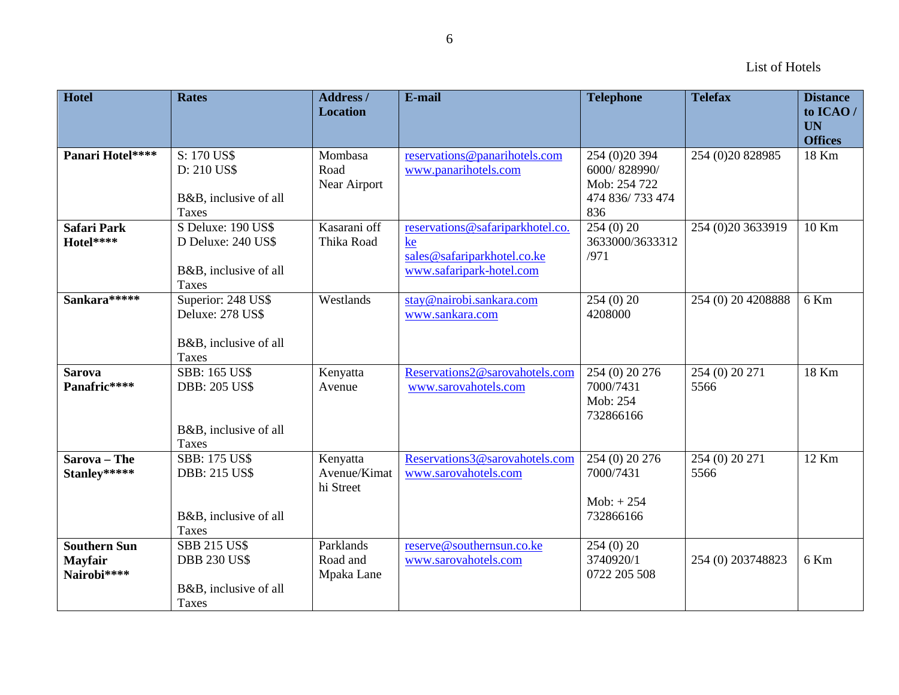List of Hotels

| Hotel | Rates | Address / Location | E-mail | Telephone | Telefax | Distance to ICAO / UN Offices |
|---|---|---|---|---|---|---|
| **Panari Hotel******** | S: 170 US$<br>D: 210 US$<br><br>B&B, inclusive of all Taxes | Mombasa Road<br>Near Airport | reservations@panarihotels.com<br>www.panarihotels.com | 254 (0)20 394 6000/ 828990/<br>Mob: 254 722 474 836/ 733 474 836 | 254 (0)20 828985 | 18 Km |
| **Safari Park Hotel******** | S Deluxe: 190 US$<br>D Deluxe: 240 US$<br><br>B&B, inclusive of all Taxes | Kasarani off Thika Road | reservations@safariparkhotel.co.ke<br>sales@safariparkhotel.co.ke<br>www.safaripark-hotel.com | 254 (0) 20 3633000/3633312 /971 | 254 (0)20 3633919 | 10 Km |
| **Sankara*********** | Superior: 248 US$<br>Deluxe: 278 US$<br><br>B&B, inclusive of all Taxes | Westlands | stay@nairobi.sankara.com<br>www.sankara.com | 254 (0) 20 4208000 | 254 (0) 20 4208888 | 6 Km |
| **Sarova Panafric******** | SBB: 165 US$<br>DBB: 205 US$<br><br>B&B, inclusive of all Taxes | Kenyatta Avenue | Reservations2@sarovahotels.com<br>www.sarovahotels.com | 254 (0) 20 276 7000/7431<br>Mob: 254 732866166 | 254 (0) 20 271 5566 | 18 Km |
| **Sarova – The Stanley*********** | SBB: 175 US$<br>DBB: 215 US$<br><br>B&B, inclusive of all Taxes | Kenyatta Avenue/Kimathi Street | Reservations3@sarovahotels.com<br>www.sarovahotels.com | 254 (0) 20 276 7000/7431<br><br>Mob: + 254 732866166 | 254 (0) 20 271 5566 | 12 Km |
| **Southern Sun Mayfair Nairobi******** | SBB 215 US$<br>DBB 230 US$<br><br>B&B, inclusive of all Taxes | Parklands Road and Mpaka Lane | reserve@southernsun.co.ke<br>www.sarovahotels.com | 254 (0) 20 3740920/1<br>0722 205 508 | 254 (0) 203748823 | 6 Km |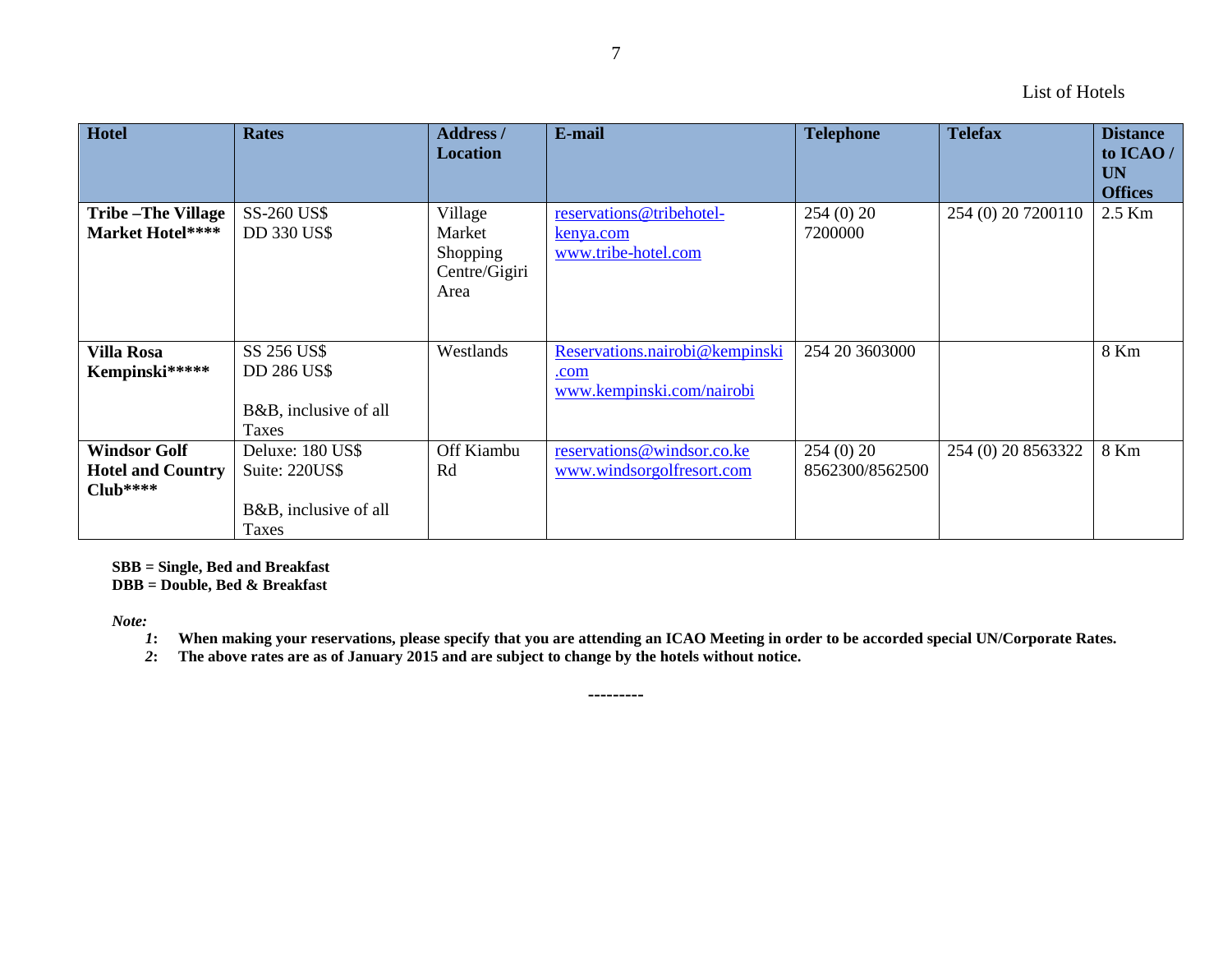List of Hotels

| Hotel | Rates | Address / Location | E-mail | Telephone | Telefax | Distance to ICAO / UN Offices |
|---|---|---|---|---|---|---|
| **Tribe –The Village Market Hotel******* | SS-260 US$<br>DD 330 US$ | Village Market Shopping Centre/Gigiri Area | reservations@tribehotel-kenya.com<br>www.tribe-hotel.com | 254 (0) 20 7200000 | 254 (0) 20 7200110 | 2.5 Km |
| **Villa Rosa Kempinski******** | SS 256 US$<br>DD 286 US$<br><br>B&B, inclusive of all Taxes | Westlands | Reservations.nairobi@kempinski.com<br>www.kempinski.com/nairobi | 254 20 3603000 | | 8 Km |
| **Windsor Golf Hotel and Country Club******* | Deluxe: 180 US$<br>Suite: 220US$<br><br>B&B, inclusive of all Taxes | Off Kiambu Rd | reservations@windsor.co.ke<br>www.windsorgolfresort.com | 254 (0) 20 8562300/8562500 | 254 (0) 20 8563322 | 8 Km |

**SBB = Single, Bed and Breakfast**
**DBB = Double, Bed & Breakfast**

***Note:***

*1*: **When making your reservations, please specify that you are attending an ICAO Meeting in order to be accorded special UN/Corporate Rates.**

*2*: **The above rates are as of January 2015 and are subject to change by the hotels without notice.**

---------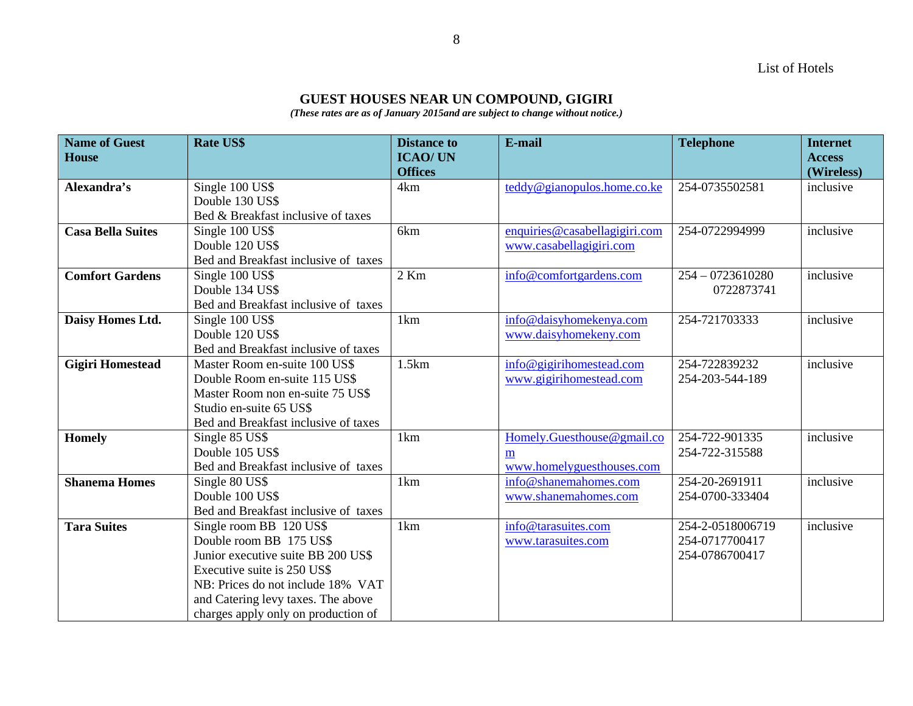List of Hotels

## GUEST HOUSES NEAR UN COMPOUND, GIGIRI

***(These rates are as of January 2015and are subject to change without notice.)***

| Name of Guest House | Rate US$ | Distance to ICAO/ UN Offices | E-mail | Telephone | Internet Access (Wireless) |
|---|---|---|---|---|---|
| **Alexandra's** | Single 100 US$<br>Double 130 US$<br>Bed & Breakfast inclusive of taxes | 4km | teddy@gianopulos.home.co.ke | 254-0735502581 | inclusive |
| **Casa Bella Suites** | Single 100 US$<br>Double 120 US$<br>Bed and Breakfast inclusive of taxes | 6km | enquiries@casabellagigiri.com<br>www.casabellagigiri.com | 254-0722994999 | inclusive |
| **Comfort Gardens** | Single 100 US$<br>Double 134 US$<br>Bed and Breakfast inclusive of taxes | 2 Km | info@comfortgardens.com | 254 – 0723610280<br>0722873741 | inclusive |
| **Daisy Homes Ltd.** | Single 100 US$<br>Double 120 US$<br>Bed and Breakfast inclusive of taxes | 1km | info@daisyhomekenya.com<br>www.daisyhomekeny.com | 254-721703333 | inclusive |
| **Gigiri Homestead** | Master Room en-suite 100 US$<br>Double Room en-suite 115 US$<br>Master Room non en-suite 75 US$<br>Studio en-suite 65 US$<br>Bed and Breakfast inclusive of taxes | 1.5km | info@gigirihomestead.com<br>www.gigirihomestead.com | 254-722839232<br>254-203-544-189 | inclusive |
| **Homely** | Single 85 US$<br>Double 105 US$<br>Bed and Breakfast inclusive of taxes | 1km | Homely.Guesthouse@gmail.com<br>www.homelyguesthouses.com | 254-722-901335<br>254-722-315588 | inclusive |
| **Shanema Homes** | Single 80 US$<br>Double 100 US$<br>Bed and Breakfast inclusive of taxes | 1km | info@shanemahomes.com<br>www.shanemahomes.com | 254-20-2691911<br>254-0700-333404 | inclusive |
| **Tara Suites** | Single room BB 120 US$<br>Double room BB 175 US$<br>Junior executive suite BB 200 US$<br>Executive suite is 250 US$<br>NB: Prices do not include 18% VAT and Catering levy taxes. The above charges apply only on production of | 1km | info@tarasuites.com<br>www.tarasuites.com | 254-2-0518006719<br>254-0717700417<br>254-0786700417 | inclusive |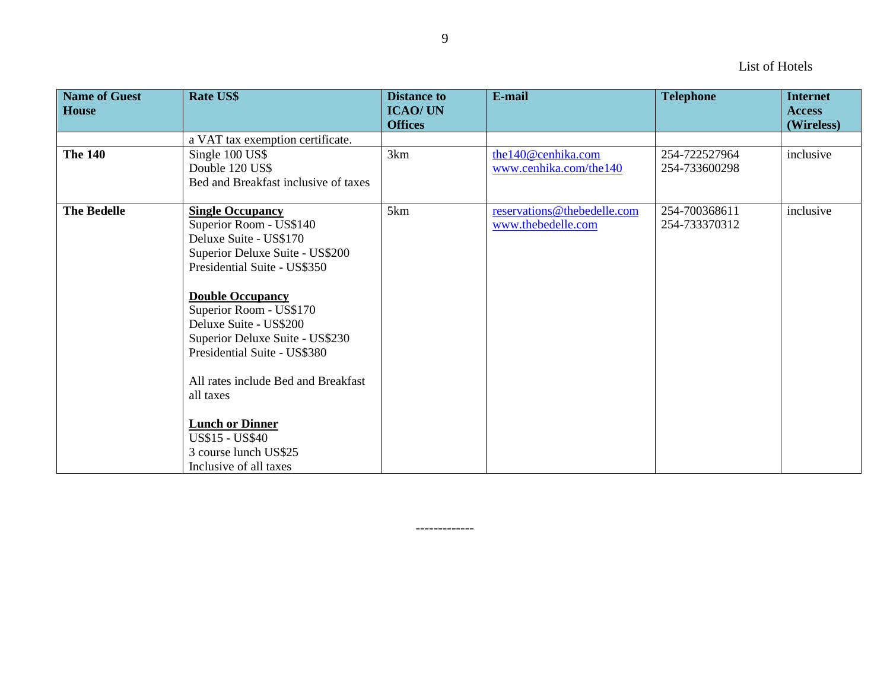List of Hotels

| Name of Guest House | Rate US$ | Distance to ICAO/ UN Offices | E-mail | Telephone | Internet Access (Wireless) |
|---|---|---|---|---|---|
| | a VAT tax exemption certificate. | | | | |
| **The 140** | Single 100 US$<br>Double 120 US$<br>Bed and Breakfast inclusive of taxes | 3km | the140@cenhika.com<br>www.cenhika.com/the140 | 254-722527964<br>254-733600298 | inclusive |
| **The Bedelle** | **Single Occupancy**<br>Superior Room - US$140<br>Deluxe Suite - US$170<br>Superior Deluxe Suite - US$200<br>Presidential Suite - US$350<br><br>**Double Occupancy**<br>Superior Room - US$170<br>Deluxe Suite - US$200<br>Superior Deluxe Suite - US$230<br>Presidential Suite - US$380<br><br>All rates include Bed and Breakfast all taxes<br><br>**Lunch or Dinner**<br>US$15 - US$40<br>3 course lunch US$25<br>Inclusive of all taxes | 5km | reservations@thebedelle.com<br>www.thebedelle.com | 254-700368611<br>254-733370312 | inclusive |

-------------